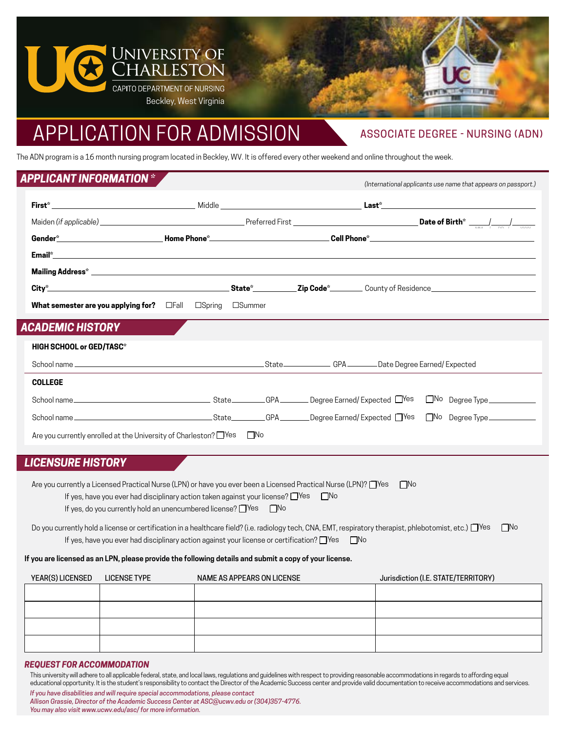University of Charleston
CAPITO DEPARTMENT OF NURSING
Beckley, West Virginia

# APPLICATION FOR ADMISSION

## ASSOCIATE DEGREE - NURSING (ADN)

The ADN program is a 16 month nursing program located in Beckley, WV. It is offered every other weekend and online throughout the week.

## APPLICANT INFORMATION *

*(International applicants use name that appears on passport.)*

**First*** ______________ Middle ______________ **Last*** ______________

Maiden *(if applicable)* ______________ Preferred First ______________ **Date of Birth*** ____/____/______ (MM / DD / YYYY)

**Gender*** ______________ **Home Phone*** ______________ **Cell Phone*** ______________

**Email*** ______________

**Mailing Address*** ______________

**City*** ______________ **State*** ________ **Zip Code*** ________ County of Residence ______________

**What semester are you applying for?** ☐Fall ☐Spring ☐Summer

## ACADEMIC HISTORY

**HIGH SCHOOL or GED/TASC***

School name ______________ State ________ GPA ________ Date Degree Earned/ Expected

**COLLEGE**

School name ______________ State ________ GPA ________ Degree Earned/ Expected ☐Yes ☐No Degree Type ________

School name ______________ State ________ GPA ________ Degree Earned/ Expected ☐Yes ☐No Degree Type ________

Are you currently enrolled at the University of Charleston? ☐Yes ☐No

## LICENSURE HISTORY

Are you currently a Licensed Practical Nurse (LPN) or have you ever been a Licensed Practical Nurse (LPN)? ☐Yes ☐No

- If yes, have you ever had disciplinary action taken against your license? ☐Yes ☐No
- If yes, do you currently hold an unencumbered license? ☐Yes ☐No

Do you currently hold a license or certification in a healthcare field? (i.e. radiology tech, CNA, EMT, respiratory therapist, phlebotomist, etc.) ☐Yes ☐No

- If yes, have you ever had disciplinary action against your license or certification? ☐Yes ☐No

**If you are licensed as an LPN, please provide the following details and submit a copy of your license.**

| YEAR(S) LICENSED | LICENSE TYPE | NAME AS APPEARS ON LICENSE | Jurisdiction (I.E. STATE/TERRITORY) |
|---|---|---|---|
| | | | |
| | | | |
| | | | |
| | | | |

### *REQUEST FOR ACCOMMODATION*

This university will adhere to all applicable federal, state, and local laws, regulations and guidelines with respect to providing reasonable accommodations in regards to affording equal educational opportunity. It is the student's responsibility to contact the Director of the Academic Success center and provide valid documentation to receive accommodations and services.

*If you have disabilities and will require special accommodations, please contact Allison Grassie, Director of the Academic Success Center at ASC@ucwv.edu or (304)357-4776. You may also visit www.ucwv.edu/asc/ for more information.*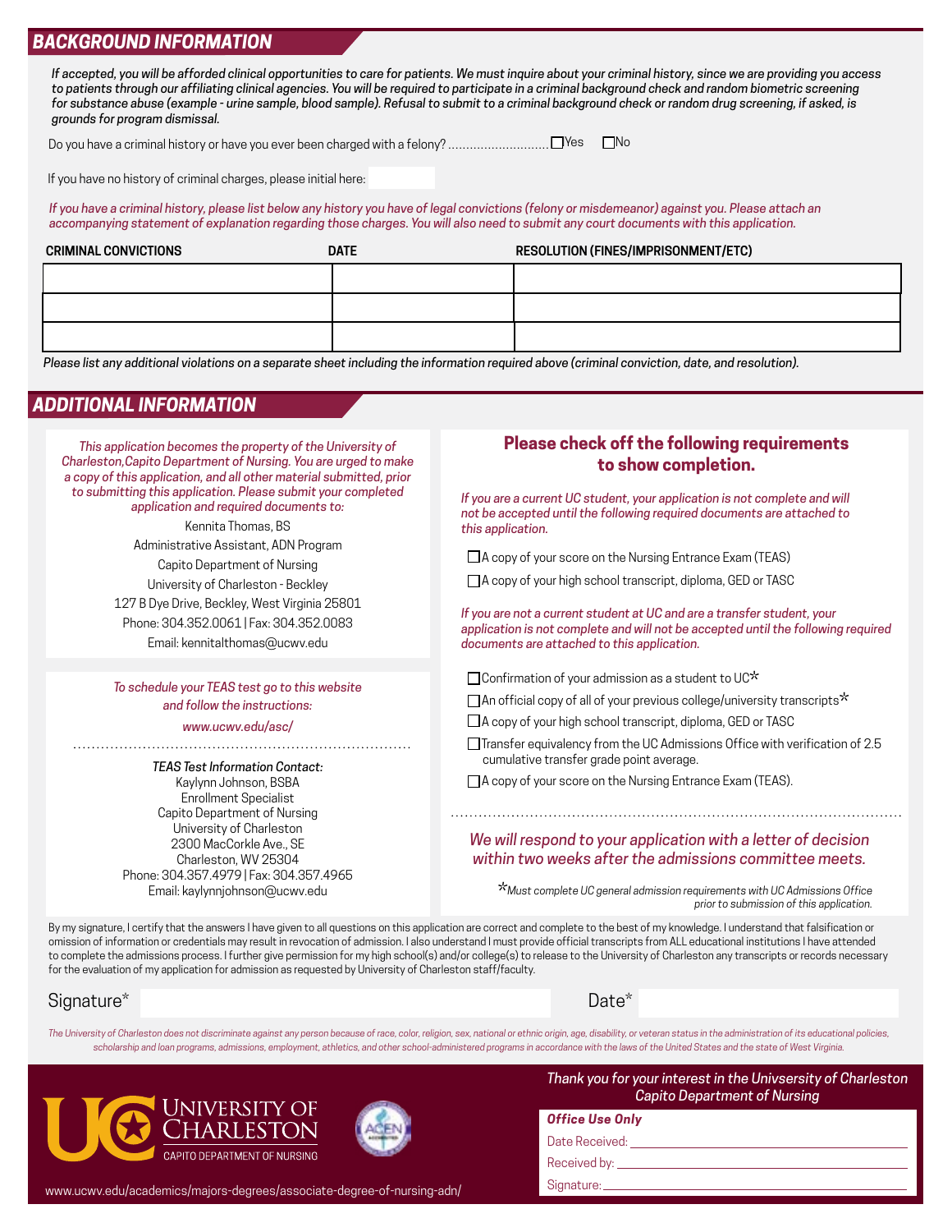## BACKGROUND INFORMATION

*If accepted, you will be afforded clinical opportunities to care for patients. We must inquire about your criminal history, since we are providing you access to patients through our affiliating clinical agencies. You will be required to participate in a criminal background check and random biometric screening for substance abuse (example - urine sample, blood sample). Refusal to submit to a criminal background check or random drug screening, if asked, is grounds for program dismissal.*

Do you have a criminal history or have you ever been charged with a felony? ............................ ☐Yes ☐No

If you have no history of criminal charges, please initial here:

*If you have a criminal history, please list below any history you have of legal convictions (felony or misdemeanor) against you. Please attach an accompanying statement of explanation regarding those charges. You will also need to submit any court documents with this application.*

| CRIMINAL CONVICTIONS | DATE | RESOLUTION (FINES/IMPRISONMENT/ETC) |
|---|---|---|
| | | |
| | | |
| | | |

*Please list any additional violations on a separate sheet including the information required above (criminal conviction, date, and resolution).*

## ADDITIONAL INFORMATION

*This application becomes the property of the University of Charleston,Capito Department of Nursing. You are urged to make a copy of this application, and all other material submitted, prior to submitting this application. Please submit your completed application and required documents to:*

Kennita Thomas, BS
Administrative Assistant, ADN Program
Capito Department of Nursing
University of Charleston - Beckley
127 B Dye Drive, Beckley, West Virginia 25801
Phone: 304.352.0061 | Fax: 304.352.0083
Email: kennitalthomas@ucwv.edu

*To schedule your TEAS test go to this website and follow the instructions:*

*www.ucwv.edu/asc/*

*TEAS Test Information Contact:*
Kaylynn Johnson, BSBA
Enrollment Specialist
Capito Department of Nursing
University of Charleston
2300 MacCorkle Ave., SE
Charleston, WV 25304
Phone: 304.357.4979 | Fax: 304.357.4965
Email: kaylynnjohnson@ucwv.edu

### Please check off the following requirements to show completion.

*If you are a current UC student, your application is not complete and will not be accepted until the following required documents are attached to this application.*

- ☐ A copy of your score on the Nursing Entrance Exam (TEAS)
- ☐ A copy of your high school transcript, diploma, GED or TASC

*If you are not a current student at UC and are a transfer student, your application is not complete and will not be accepted until the following required documents are attached to this application.*

- ☐ Confirmation of your admission as a student to UC*
- ☐ An official copy of all of your previous college/university transcripts*
- ☐ A copy of your high school transcript, diploma, GED or TASC
- ☐ Transfer equivalency from the UC Admissions Office with verification of 2.5 cumulative transfer grade point average.
- ☐ A copy of your score on the Nursing Entrance Exam (TEAS).

*We will respond to your application with a letter of decision within two weeks after the admissions committee meets.*

*\*Must complete UC general admission requirements with UC Admissions Office prior to submission of this application.*

By my signature, I certify that the answers I have given to all questions on this application are correct and complete to the best of my knowledge. I understand that falsification or omission of information or credentials may result in revocation of admission. I also understand I must provide official transcripts from ALL educational institutions I have attended to complete the admissions process. I further give permission for my high school(s) and/or college(s) to release to the University of Charleston any transcripts or records necessary for the evaluation of my application for admission as requested by University of Charleston staff/faculty.

Signature* Date*

*The University of Charleston does not discriminate against any person because of race, color, religion, sex, national or ethnic origin, age, disability, or veteran status in the administration of its educational policies, scholarship and loan programs, admissions, employment, athletics, and other school-administered programs in accordance with the laws of the United States and the state of West Virginia.*

UNIVERSITY OF CHARLESTON
CAPITO DEPARTMENT OF NURSING

www.ucwv.edu/academics/majors-degrees/associate-degree-of-nursing-adn/

*Thank you for your interest in the Univsersity of Charleston Capito Department of Nursing*

**Office Use Only**

Date Received: ____________________

Received by: ____________________

Signature: ____________________